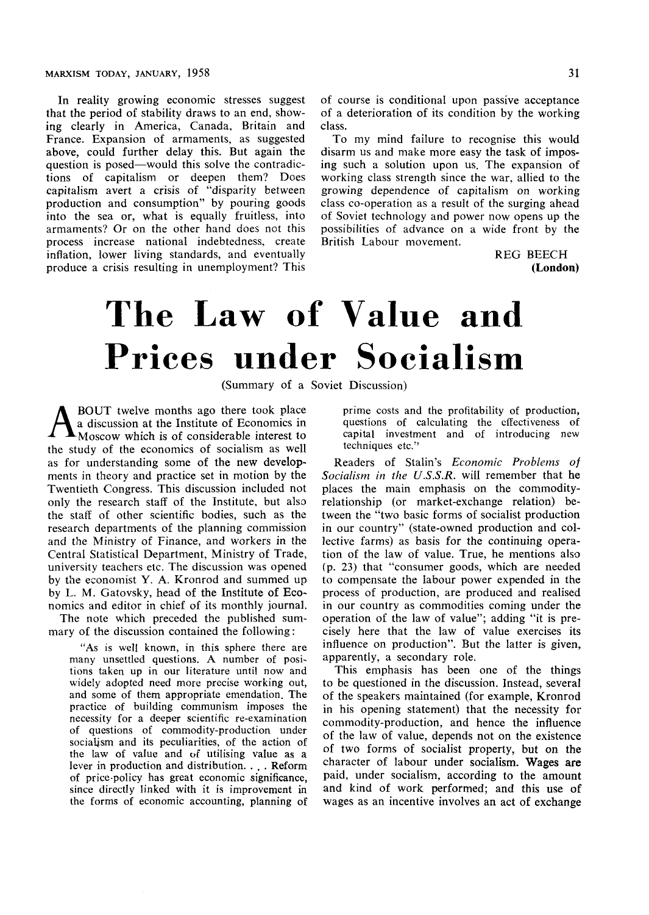In reality growing economic stresses suggest that the period of stability draws to an end, showing clearly in America, Canada, Britain and France. Expansion of armaments, as suggested above, could further delay this. But again the question is posed—would this solve the contradictions of capitalism or deepen them? Does capitalism avert a crisis of "disparity between production and consumption" by pouring goods into the sea or, what is equally fruitless, into armaments? Or on the other hand does not this process increase national indebtedness, create inflation, lower living standards, and eventually produce a crisis resulting in unemployment? This of course is conditional upon passive acceptance of a deterioration of its condition by the working class.

To my mind failure to recognise this would disarm us and make more easy the task of imposing such a solution upon us. The expansion of working class strength since the war, allied to the growing dependence of capitalism on working class co-operation as a result of the surging ahead of Soviet technology and power now opens up the possibilities of advance on a wide front by the British Labour movement.

REG BEECH
**(London)**

# The Law of Value and Prices under Socialism

(Summary of a Soviet Discussion)

About twelve months ago there took place a discussion at the Institute of Economics in Moscow which is of considerable interest to the study of the economics of socialism as well as for understanding some of the new developments in theory and practice set in motion by the Twentieth Congress. This discussion included not only the research staff of the Institute, but also the staff of other scientific bodies, such as the research departments of the planning commission and the Ministry of Finance, and workers in the Central Statistical Department, Ministry of Trade, university teachers etc. The discussion was opened by the economist Y. A. Kronrod and summed up by L. M. Gatovsky, head of the Institute of Economics and editor in chief of its monthly journal.

The note which preceded the published summary of the discussion contained the following:

> "As is well known, in this sphere there are many unsettled questions. A number of positions taken up in our literature until now and widely adopted need more precise working out, and some of them appropriate emendation. The practice of building communism imposes the necessity for a deeper scientific re-examination of questions of commodity-production under socialism and its peculiarities, of the action of the law of value and of utilising value as a lever in production and distribution. . . . Reform of price-policy has great economic significance, since directly linked with it is improvement in the forms of economic accounting, planning of prime costs and the profitability of production, questions of calculating the effectiveness of capital investment and of introducing new techniques etc."

Readers of Stalin's *Economic Problems of Socialism in the U.S.S.R.* will remember that he places the main emphasis on the commodity-relationship (or market-exchange relation) between the "two basic forms of socialist production in our country" (state-owned production and collective farms) as basis for the continuing operation of the law of value. True, he mentions also (p. 23) that "consumer goods, which are needed to compensate the labour power expended in the process of production, are produced and realised in our country as commodities coming under the operation of the law of value"; adding "it is precisely here that the law of value exercises its influence on production". But the latter is given, apparently, a secondary role.

This emphasis has been one of the things to be questioned in the discussion. Instead, several of the speakers maintained (for example, Kronrod in his opening statement) that the necessity for commodity-production, and hence the influence of the law of value, depends not on the existence of two forms of socialist property, but on the character of labour under socialism. Wages are paid, under socialism, according to the amount and kind of work performed; and this use of wages as an incentive involves an act of exchange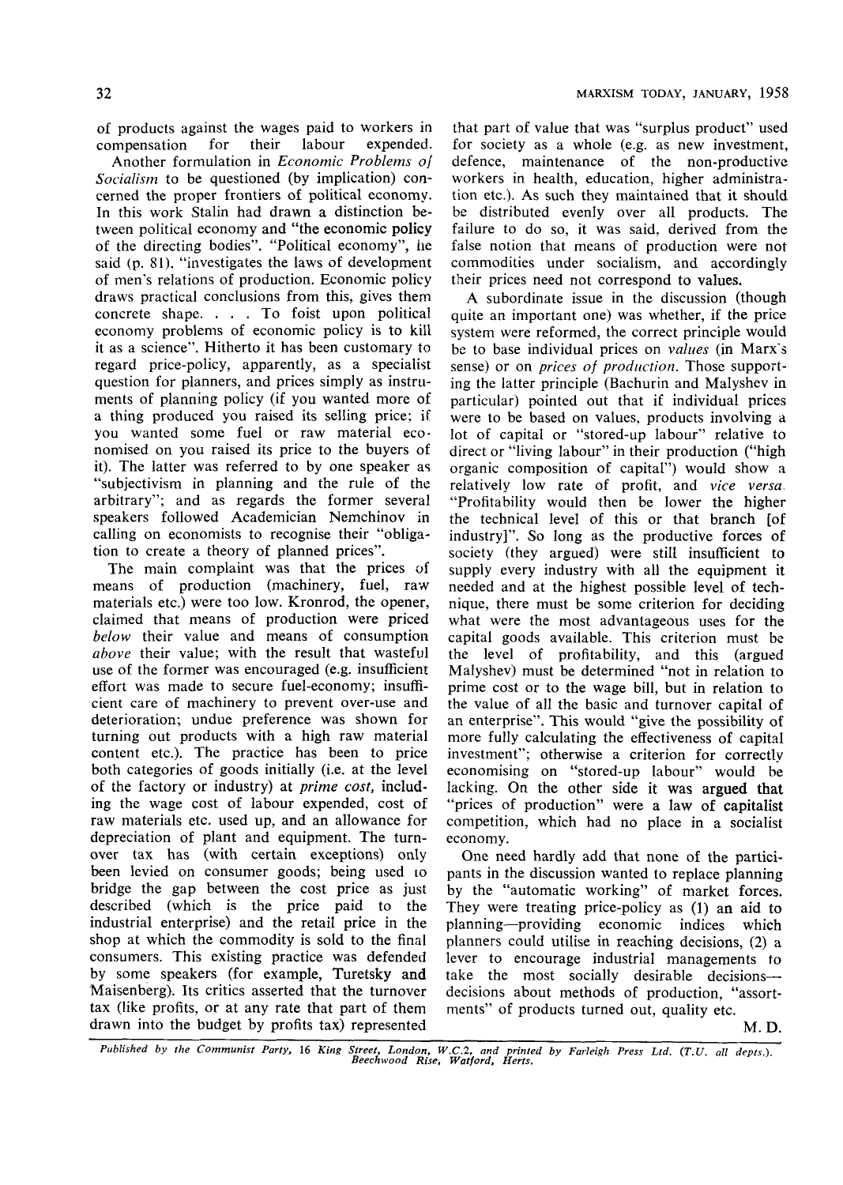of products against the wages paid to workers in compensation for their labour expended.

Another formulation in *Economic Problems of Socialism* to be questioned (by implication) concerned the proper frontiers of political economy. In this work Stalin had drawn a distinction between political economy and "the economic policy of the directing bodies". "Political economy", he said (p. 81), "investigates the laws of development of men's relations of production. Economic policy draws practical conclusions from this, gives them concrete shape. . . . To foist upon political economy problems of economic policy is to kill it as a science". Hitherto it has been customary to regard price-policy, apparently, as a specialist question for planners, and prices simply as instruments of planning policy (if you wanted more of a thing produced you raised its selling price; if you wanted some fuel or raw material economised on you raised its price to the buyers of it). The latter was referred to by one speaker as "subjectivism in planning and the rule of the arbitrary"; and as regards the former several speakers followed Academician Nemchinov in calling on economists to recognise their "obligation to create a theory of planned prices".

The main complaint was that the prices of means of production (machinery, fuel, raw materials etc.) were too low. Kronrod, the opener, claimed that means of production were priced *below* their value and means of consumption *above* their value; with the result that wasteful use of the former was encouraged (e.g. insufficient effort was made to secure fuel-economy; insufficient care of machinery to prevent over-use and deterioration; undue preference was shown for turning out products with a high raw material content etc.). The practice has been to price both categories of goods initially (i.e. at the level of the factory or industry) at *prime cost*, including the wage cost of labour expended, cost of raw materials etc. used up, and an allowance for depreciation of plant and equipment. The turnover tax has (with certain exceptions) only been levied on consumer goods; being used to bridge the gap between the cost price as just described (which is the price paid to the industrial enterprise) and the retail price in the shop at which the commodity is sold to the final consumers. This existing practice was defended by some speakers (for example, Turetsky and Maisenberg). Its critics asserted that the turnover tax (like profits, or at any rate that part of them drawn into the budget by profits tax) represented that part of value that was "surplus product" used for society as a whole (e.g. as new investment, defence, maintenance of the non-productive workers in health, education, higher administration etc.). As such they maintained that it should be distributed evenly over all products. The failure to do so, it was said, derived from the false notion that means of production were not commodities under socialism, and accordingly their prices need not correspond to values.

A subordinate issue in the discussion (though quite an important one) was whether, if the price system were reformed, the correct principle would be to base individual prices on *values* (in Marx's sense) or on *prices of production*. Those supporting the latter principle (Bachurin and Malyshev in particular) pointed out that if individual prices were to be based on values, products involving a lot of capital or "stored-up labour" relative to direct or "living labour" in their production ("high organic composition of capital") would show a relatively low rate of profit, and *vice versa*. "Profitability would then be lower the higher the technical level of this or that branch [of industry]". So long as the productive forces of society (they argued) were still insufficient to supply every industry with all the equipment it needed and at the highest possible level of technique, there must be some criterion for deciding what were the most advantageous uses for the capital goods available. This criterion must be the level of profitability, and this (argued Malyshev) must be determined "not in relation to prime cost or to the wage bill, but in relation to the value of all the basic and turnover capital of an enterprise". This would "give the possibility of more fully calculating the effectiveness of capital investment"; otherwise a criterion for correctly economising on "stored-up labour" would be lacking. On the other side it was argued that "prices of production" were a law of capitalist competition, which had no place in a socialist economy.

One need hardly add that none of the participants in the discussion wanted to replace planning by the "automatic working" of market forces. They were treating price-policy as (1) an aid to planning—providing economic indices which planners could utilise in reaching decisions, (2) a lever to encourage industrial managements to take the most socially desirable decisions—decisions about methods of production, "assortments" of products turned out, quality etc.

M. D.

*Published by the Communist Party, 16 King Street, London, W.C.2, and printed by Farleigh Press Ltd. (T.U. all depts.). Beechwood Rise, Watford, Herts.*